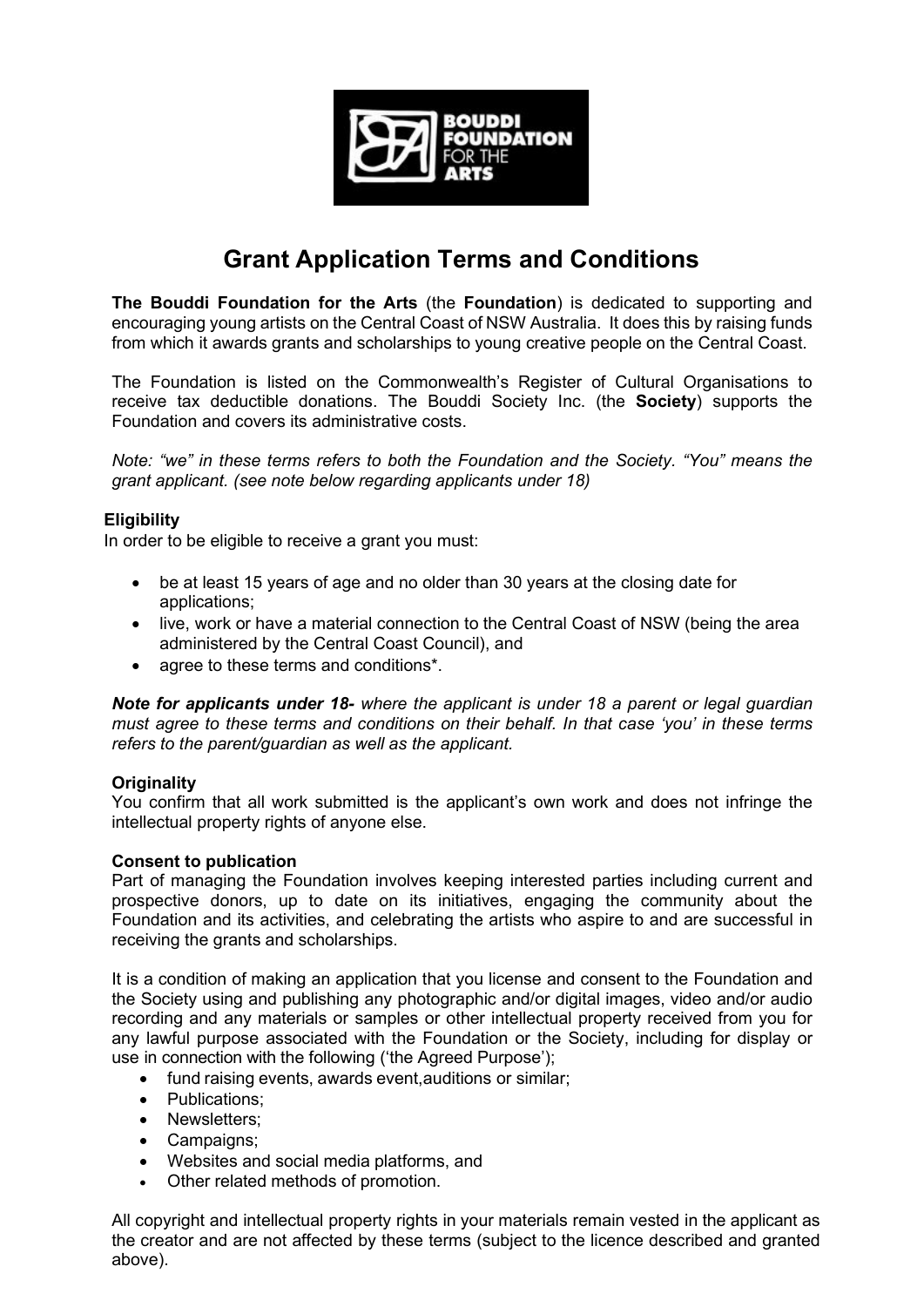# Grant Application Terms and Conditions

**The Bouddi Foundation for the Arts** (the **Foundation**) is dedicated to supporting and encouraging young artists on the Central Coast of NSW Australia. It does this by raising funds from which it awards grants and scholarships to young creative people on the Central Coast.

The Foundation is listed on the Commonwealth's Register of Cultural Organisations to receive tax deductible donations. The Bouddi Society Inc. (the **Society**) supports the Foundation and covers its administrative costs.

*Note: "we" in these terms refers to both the Foundation and the Society. "You" means the grant applicant. (see note below regarding applicants under 18)*

### Eligibility

In order to be eligible to receive a grant you must:

- be at least 15 years of age and no older than 30 years at the closing date for applications;
- live, work or have a material connection to the Central Coast of NSW (being the area administered by the Central Coast Council), and
- agree to these terms and conditions*.

***Note for applicants under 18-*** *where the applicant is under 18 a parent or legal guardian must agree to these terms and conditions on their behalf. In that case 'you' in these terms refers to the parent/guardian as well as the applicant.*

### Originality

You confirm that all work submitted is the applicant's own work and does not infringe the intellectual property rights of anyone else.

### Consent to publication

Part of managing the Foundation involves keeping interested parties including current and prospective donors, up to date on its initiatives, engaging the community about the Foundation and its activities, and celebrating the artists who aspire to and are successful in receiving the grants and scholarships.

It is a condition of making an application that you license and consent to the Foundation and the Society using and publishing any photographic and/or digital images, video and/or audio recording and any materials or samples or other intellectual property received from you for any lawful purpose associated with the Foundation or the Society, including for display or use in connection with the following ('the Agreed Purpose');

- fund raising events, awards event,auditions or similar;
- Publications;
- Newsletters;
- Campaigns;
- Websites and social media platforms, and
- Other related methods of promotion.

All copyright and intellectual property rights in your materials remain vested in the applicant as the creator and are not affected by these terms (subject to the licence described and granted above).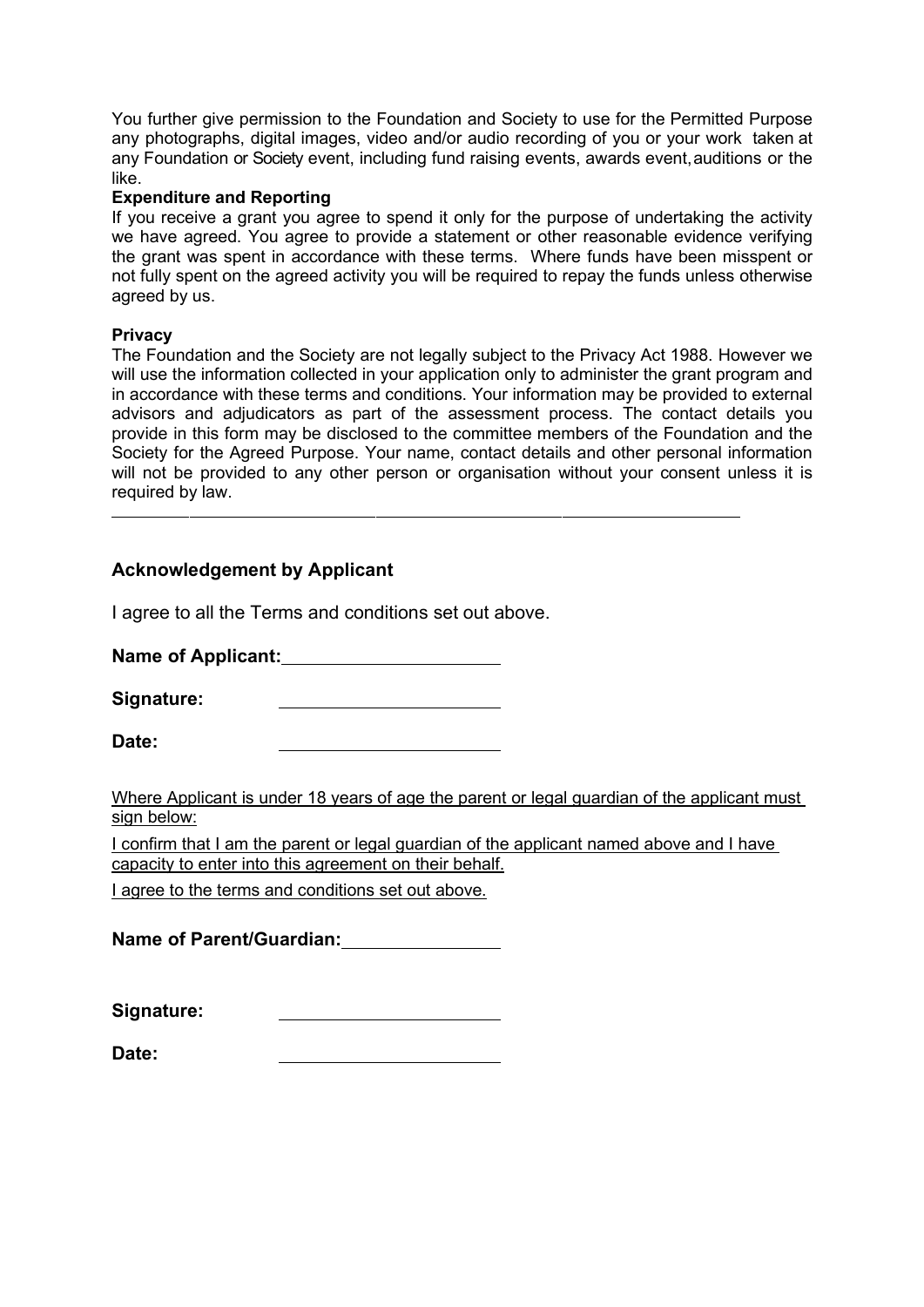You further give permission to the Foundation and Society to use for the Permitted Purpose any photographs, digital images, video and/or audio recording of you or your work taken at any Foundation or Society event, including fund raising events, awards event, auditions or the like.

**Expenditure and Reporting**

If you receive a grant you agree to spend it only for the purpose of undertaking the activity we have agreed. You agree to provide a statement or other reasonable evidence verifying the grant was spent in accordance with these terms. Where funds have been misspent or not fully spent on the agreed activity you will be required to repay the funds unless otherwise agreed by us.

**Privacy**

The Foundation and the Society are not legally subject to the Privacy Act 1988. However we will use the information collected in your application only to administer the grant program and in accordance with these terms and conditions. Your information may be provided to external advisors and adjudicators as part of the assessment process. The contact details you provide in this form may be disclosed to the committee members of the Foundation and the Society for the Agreed Purpose. Your name, contact details and other personal information will not be provided to any other person or organisation without your consent unless it is required by law.

---

### Acknowledgement by Applicant

I agree to all the Terms and conditions set out above.

**Name of Applicant:** ____________________

**Signature:** ____________________

**Date:** ____________________

Where Applicant is under 18 years of age the parent or legal guardian of the applicant must sign below:

I confirm that I am the parent or legal guardian of the applicant named above and I have capacity to enter into this agreement on their behalf.

I agree to the terms and conditions set out above.

**Name of Parent/Guardian:** ____________________

**Signature:** ____________________

**Date:** ____________________